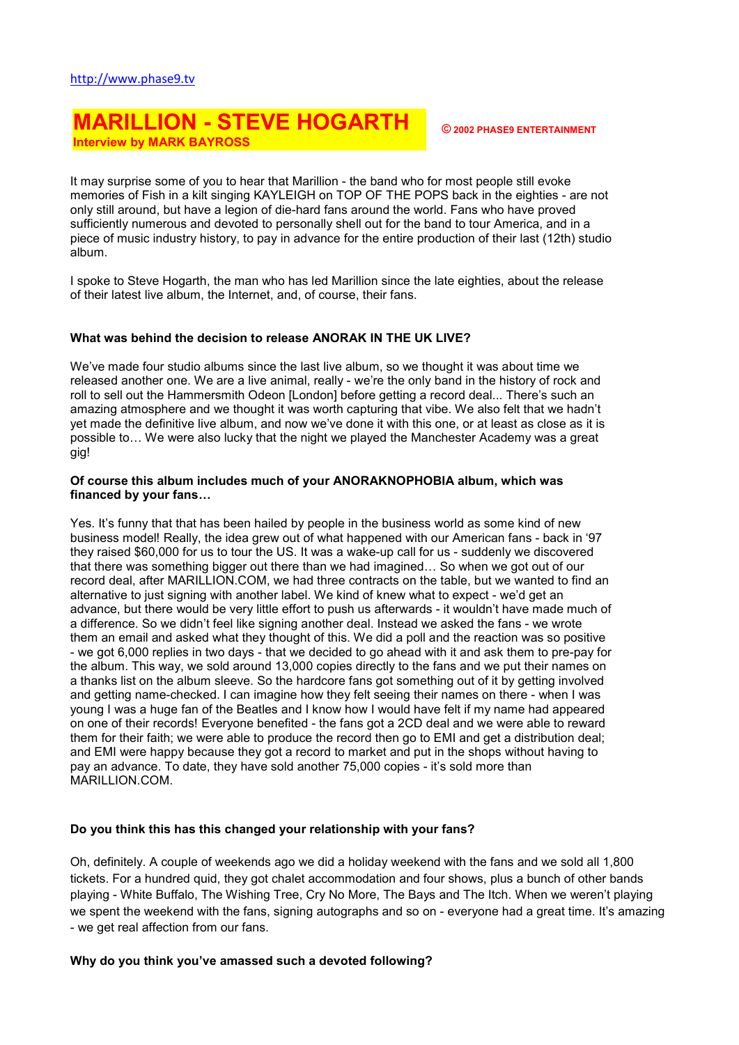http://www.phase9.tv

# MARILLION - STEVE HOGARTH

**Interview by MARK BAYROSS**

**© 2002 PHASE9 ENTERTAINMENT**

It may surprise some of you to hear that Marillion - the band who for most people still evoke memories of Fish in a kilt singing KAYLEIGH on TOP OF THE POPS back in the eighties - are not only still around, but have a legion of die-hard fans around the world. Fans who have proved sufficiently numerous and devoted to personally shell out for the band to tour America, and in a piece of music industry history, to pay in advance for the entire production of their last (12th) studio album.

I spoke to Steve Hogarth, the man who has led Marillion since the late eighties, about the release of their latest live album, the Internet, and, of course, their fans.

**What was behind the decision to release ANORAK IN THE UK LIVE?**

We've made four studio albums since the last live album, so we thought it was about time we released another one. We are a live animal, really - we're the only band in the history of rock and roll to sell out the Hammersmith Odeon [London] before getting a record deal... There's such an amazing atmosphere and we thought it was worth capturing that vibe. We also felt that we hadn't yet made the definitive live album, and now we've done it with this one, or at least as close as it is possible to… We were also lucky that the night we played the Manchester Academy was a great gig!

**Of course this album includes much of your ANORAKNOPHOBIA album, which was financed by your fans…**

Yes. It's funny that that has been hailed by people in the business world as some kind of new business model! Really, the idea grew out of what happened with our American fans - back in '97 they raised $60,000 for us to tour the US. It was a wake-up call for us - suddenly we discovered that there was something bigger out there than we had imagined… So when we got out of our record deal, after MARILLION.COM, we had three contracts on the table, but we wanted to find an alternative to just signing with another label. We kind of knew what to expect - we'd get an advance, but there would be very little effort to push us afterwards - it wouldn't have made much of a difference. So we didn't feel like signing another deal. Instead we asked the fans - we wrote them an email and asked what they thought of this. We did a poll and the reaction was so positive - we got 6,000 replies in two days - that we decided to go ahead with it and ask them to pre-pay for the album. This way, we sold around 13,000 copies directly to the fans and we put their names on a thanks list on the album sleeve. So the hardcore fans got something out of it by getting involved and getting name-checked. I can imagine how they felt seeing their names on there - when I was young I was a huge fan of the Beatles and I know how I would have felt if my name had appeared on one of their records! Everyone benefited - the fans got a 2CD deal and we were able to reward them for their faith; we were able to produce the record then go to EMI and get a distribution deal; and EMI were happy because they got a record to market and put in the shops without having to pay an advance. To date, they have sold another 75,000 copies - it's sold more than MARILLION.COM.

**Do you think this has this changed your relationship with your fans?**

Oh, definitely. A couple of weekends ago we did a holiday weekend with the fans and we sold all 1,800 tickets. For a hundred quid, they got chalet accommodation and four shows, plus a bunch of other bands playing - White Buffalo, The Wishing Tree, Cry No More, The Bays and The Itch. When we weren't playing we spent the weekend with the fans, signing autographs and so on - everyone had a great time. It's amazing - we get real affection from our fans.

**Why do you think you've amassed such a devoted following?**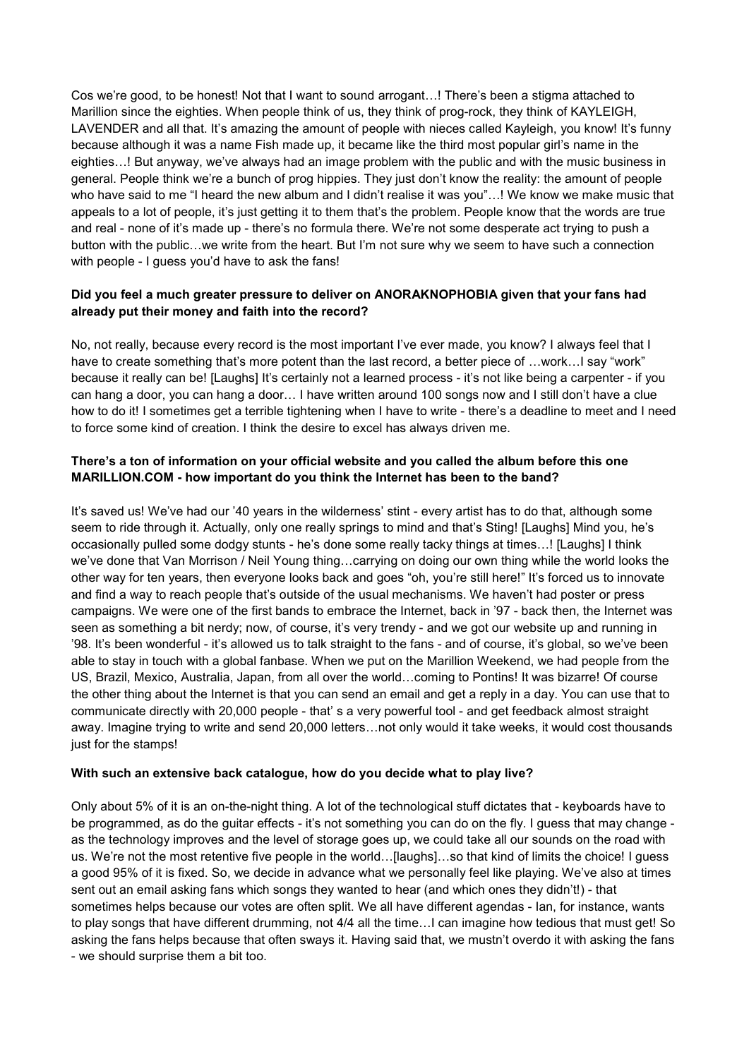Cos we're good, to be honest! Not that I want to sound arrogant…! There's been a stigma attached to Marillion since the eighties. When people think of us, they think of prog-rock, they think of KAYLEIGH, LAVENDER and all that. It's amazing the amount of people with nieces called Kayleigh, you know! It's funny because although it was a name Fish made up, it became like the third most popular girl's name in the eighties…! But anyway, we've always had an image problem with the public and with the music business in general. People think we're a bunch of prog hippies. They just don't know the reality: the amount of people who have said to me "I heard the new album and I didn't realise it was you"…! We know we make music that appeals to a lot of people, it's just getting it to them that's the problem. People know that the words are true and real - none of it's made up - there's no formula there. We're not some desperate act trying to push a button with the public…we write from the heart. But I'm not sure why we seem to have such a connection with people - I guess you'd have to ask the fans!

**Did you feel a much greater pressure to deliver on ANORAKNOPHOBIA given that your fans had already put their money and faith into the record?**

No, not really, because every record is the most important I've ever made, you know? I always feel that I have to create something that's more potent than the last record, a better piece of …work…I say "work" because it really can be! [Laughs] It's certainly not a learned process - it's not like being a carpenter - if you can hang a door, you can hang a door… I have written around 100 songs now and I still don't have a clue how to do it! I sometimes get a terrible tightening when I have to write - there's a deadline to meet and I need to force some kind of creation. I think the desire to excel has always driven me.

**There's a ton of information on your official website and you called the album before this one MARILLION.COM - how important do you think the Internet has been to the band?**

It's saved us! We've had our '40 years in the wilderness' stint - every artist has to do that, although some seem to ride through it. Actually, only one really springs to mind and that's Sting! [Laughs] Mind you, he's occasionally pulled some dodgy stunts - he's done some really tacky things at times…! [Laughs] I think we've done that Van Morrison / Neil Young thing…carrying on doing our own thing while the world looks the other way for ten years, then everyone looks back and goes "oh, you're still here!" It's forced us to innovate and find a way to reach people that's outside of the usual mechanisms. We haven't had poster or press campaigns. We were one of the first bands to embrace the Internet, back in '97 - back then, the Internet was seen as something a bit nerdy; now, of course, it's very trendy - and we got our website up and running in '98. It's been wonderful - it's allowed us to talk straight to the fans - and of course, it's global, so we've been able to stay in touch with a global fanbase. When we put on the Marillion Weekend, we had people from the US, Brazil, Mexico, Australia, Japan, from all over the world…coming to Pontins! It was bizarre! Of course the other thing about the Internet is that you can send an email and get a reply in a day. You can use that to communicate directly with 20,000 people - that' s a very powerful tool - and get feedback almost straight away. Imagine trying to write and send 20,000 letters…not only would it take weeks, it would cost thousands just for the stamps!

**With such an extensive back catalogue, how do you decide what to play live?**

Only about 5% of it is an on-the-night thing. A lot of the technological stuff dictates that - keyboards have to be programmed, as do the guitar effects - it's not something you can do on the fly. I guess that may change - as the technology improves and the level of storage goes up, we could take all our sounds on the road with us. We're not the most retentive five people in the world…[laughs]…so that kind of limits the choice! I guess a good 95% of it is fixed. So, we decide in advance what we personally feel like playing. We've also at times sent out an email asking fans which songs they wanted to hear (and which ones they didn't!) - that sometimes helps because our votes are often split. We all have different agendas - Ian, for instance, wants to play songs that have different drumming, not 4/4 all the time…I can imagine how tedious that must get! So asking the fans helps because that often sways it. Having said that, we mustn't overdo it with asking the fans - we should surprise them a bit too.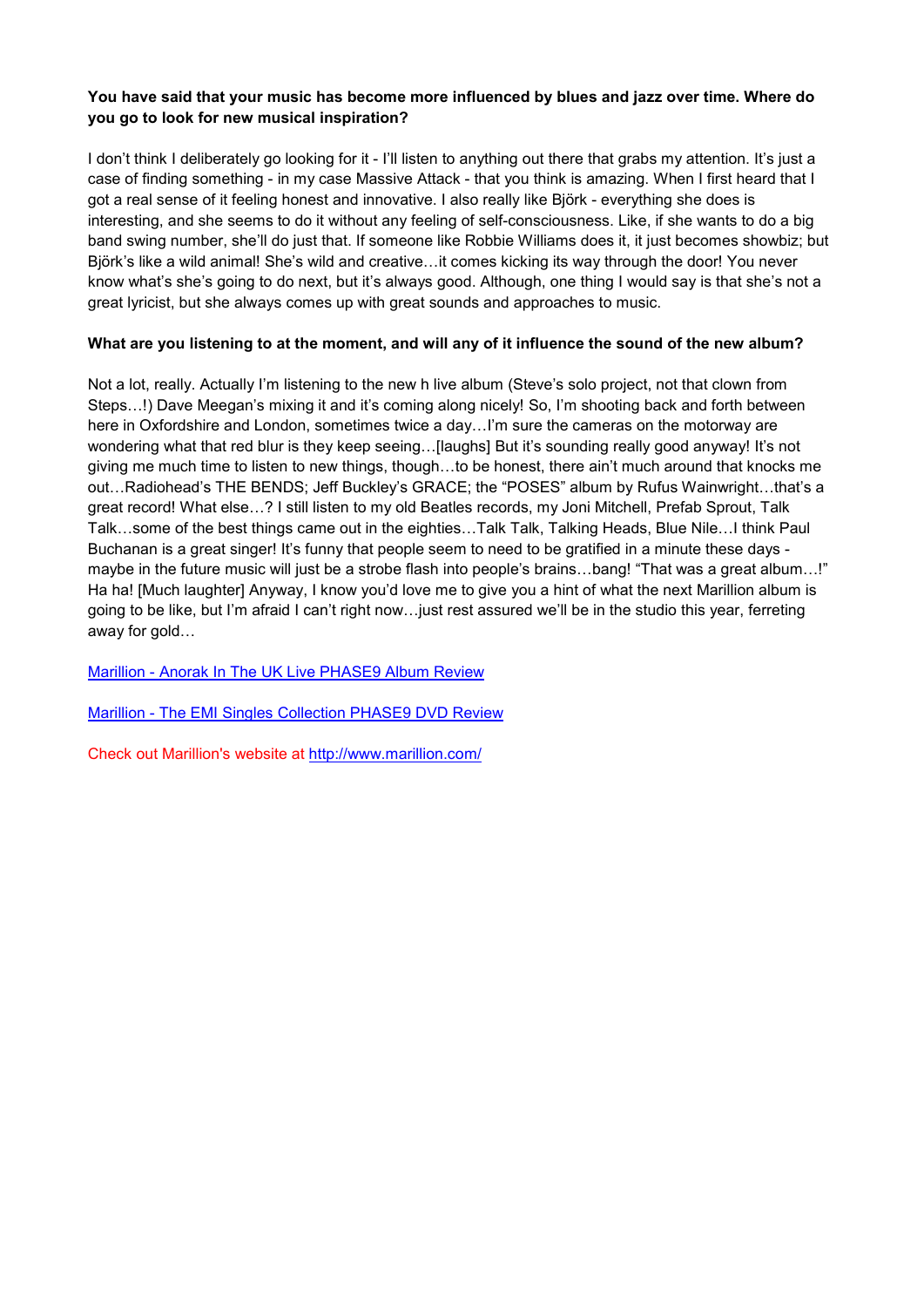**You have said that your music has become more influenced by blues and jazz over time. Where do you go to look for new musical inspiration?**

I don't think I deliberately go looking for it - I'll listen to anything out there that grabs my attention. It's just a case of finding something - in my case Massive Attack - that you think is amazing. When I first heard that I got a real sense of it feeling honest and innovative. I also really like Björk - everything she does is interesting, and she seems to do it without any feeling of self-consciousness. Like, if she wants to do a big band swing number, she'll do just that. If someone like Robbie Williams does it, it just becomes showbiz; but Björk's like a wild animal! She's wild and creative…it comes kicking its way through the door! You never know what's she's going to do next, but it's always good. Although, one thing I would say is that she's not a great lyricist, but she always comes up with great sounds and approaches to music.

**What are you listening to at the moment, and will any of it influence the sound of the new album?**

Not a lot, really. Actually I'm listening to the new h live album (Steve's solo project, not that clown from Steps…!) Dave Meegan's mixing it and it's coming along nicely! So, I'm shooting back and forth between here in Oxfordshire and London, sometimes twice a day…I'm sure the cameras on the motorway are wondering what that red blur is they keep seeing…[laughs] But it's sounding really good anyway! It's not giving me much time to listen to new things, though…to be honest, there ain't much around that knocks me out…Radiohead's THE BENDS; Jeff Buckley's GRACE; the "POSES" album by Rufus Wainwright…that's a great record! What else…? I still listen to my old Beatles records, my Joni Mitchell, Prefab Sprout, Talk Talk…some of the best things came out in the eighties…Talk Talk, Talking Heads, Blue Nile…I think Paul Buchanan is a great singer! It's funny that people seem to need to be gratified in a minute these days - maybe in the future music will just be a strobe flash into people's brains…bang! "That was a great album…!" Ha ha! [Much laughter] Anyway, I know you'd love me to give you a hint of what the next Marillion album is going to be like, but I'm afraid I can't right now…just rest assured we'll be in the studio this year, ferreting away for gold…

Marillion - Anorak In The UK Live PHASE9 Album Review

Marillion - The EMI Singles Collection PHASE9 DVD Review

Check out Marillion's website at http://www.marillion.com/